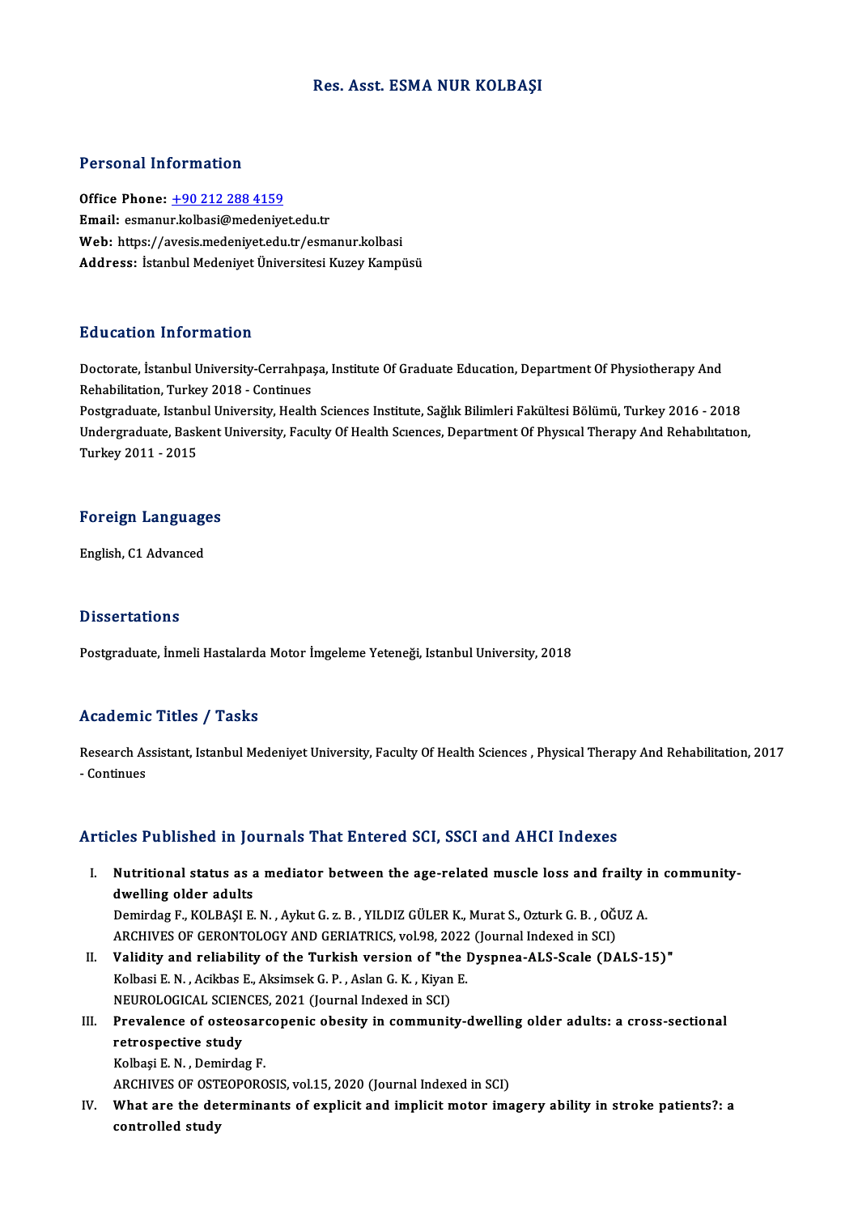# Res. Asst. ESMA NUR KOLBAŞI

## Personal Information

**Office Phone:** +90 212 288 4159
**Email:** esmanur.kolbasi@medeniyet.edu.tr
**Web:** https://avesis.medeniyet.edu.tr/esmanur.kolbasi
**Address:** İstanbul Medeniyet Üniversitesi Kuzey Kampüsü

## Education Information

Doctorate, İstanbul University-Cerrahpaşa, Institute Of Graduate Education, Department Of Physiotherapy And Rehabilitation, Turkey 2018 - Continues
Postgraduate, Istanbul University, Health Sciences Institute, Sağlık Bilimleri Fakültesi Bölümü, Turkey 2016 - 2018
Undergraduate, Baskent University, Faculty Of Health Scıences, Department Of Physıcal Therapy And Rehabılıtatıon, Turkey 2011 - 2015

## Foreign Languages

English, C1 Advanced

## Dissertations

Postgraduate, İnmeli Hastalarda Motor İmgeleme Yeteneği, Istanbul University, 2018

## Academic Titles / Tasks

Research Assistant, Istanbul Medeniyet University, Faculty Of Health Sciences , Physical Therapy And Rehabilitation, 2017 - Continues

## Articles Published in Journals That Entered SCI, SSCI and AHCI Indexes

I. **Nutritional status as a mediator between the age-related muscle loss and frailty in community-dwelling older adults**
Demirdag F., KOLBAŞI E. N. , Aykut G. z. B. , YILDIZ GÜLER K., Murat S., Ozturk G. B. , OĞUZ A.
ARCHIVES OF GERONTOLOGY AND GERIATRICS, vol.98, 2022 (Journal Indexed in SCI)

II. **Validity and reliability of the Turkish version of "the Dyspnea-ALS-Scale (DALS-15)"**
Kolbasi E. N. , Acikbas E., Aksimsek G. P. , Aslan G. K. , Kiyan E.
NEUROLOGICAL SCIENCES, 2021 (Journal Indexed in SCI)

III. **Prevalence of osteosarcopenic obesity in community-dwelling older adults: a cross-sectional retrospective study**
Kolbaşi E. N. , Demirdag F.
ARCHIVES OF OSTEOPOROSIS, vol.15, 2020 (Journal Indexed in SCI)

IV. **What are the determinants of explicit and implicit motor imagery ability in stroke patients?: a controlled study**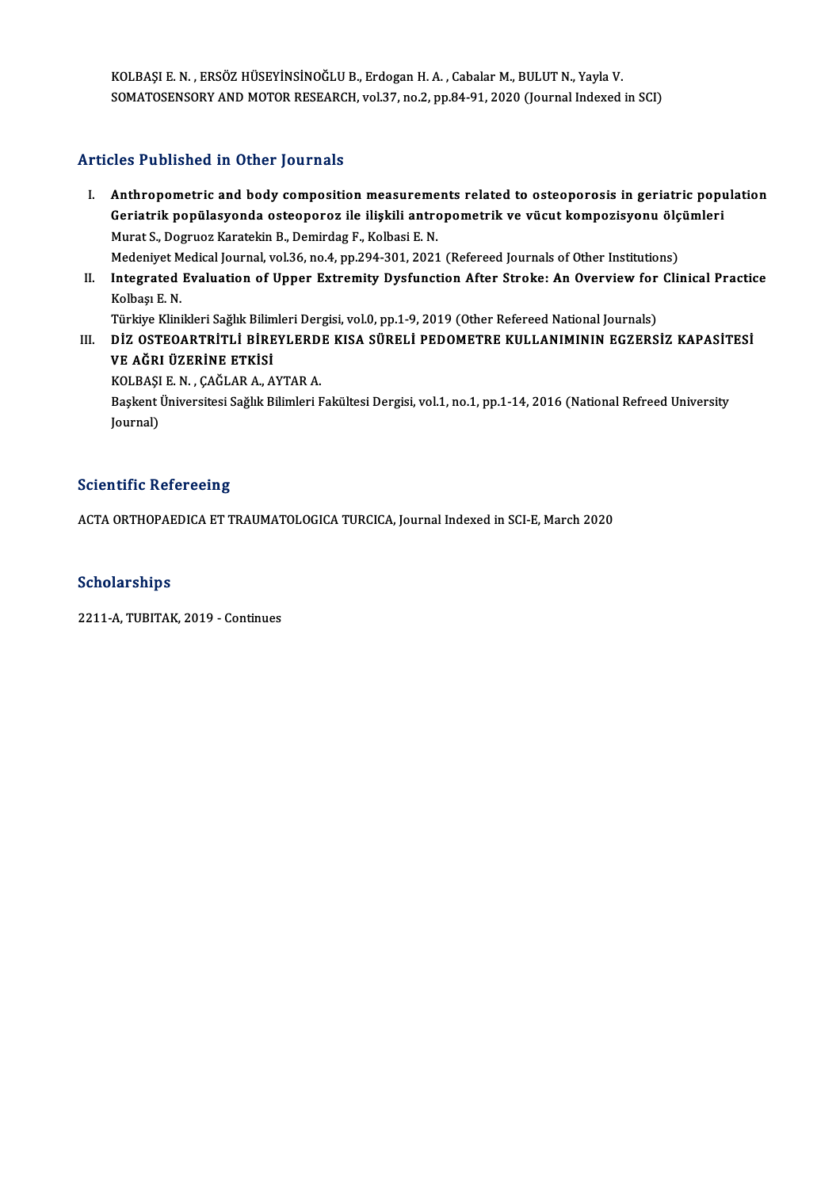KOLBAŞI E. N. , ERSÖZ HÜSEYİNSİNOĞLU B., Erdogan H. A. , Cabalar M., BULUT N., Yayla V.
SOMATOSENSORY AND MOTOR RESEARCH, vol.37, no.2, pp.84-91, 2020 (Journal Indexed in SCI)

## Articles Published in Other Journals

I. **Anthropometric and body composition measurements related to osteoporosis in geriatric population**
   **Geriatrik popülasyonda osteoporoz ile ilişkili antropometrik ve vücut kompozisyonu ölçümleri**
   Murat S., Dogruoz Karatekin B., Demirdag F., Kolbasi E. N.
   Medeniyet Medical Journal, vol.36, no.4, pp.294-301, 2021 (Refereed Journals of Other Institutions)
II. **Integrated Evaluation of Upper Extremity Dysfunction After Stroke: An Overview for Clinical Practice**
   Kolbaşı E. N.
   Türkiye Klinikleri Sağlık Bilimleri Dergisi, vol.0, pp.1-9, 2019 (Other Refereed National Journals)
III. **DİZ OSTEOARTRİTLİ BİREYLERDE KISA SÜRELİ PEDOMETRE KULLANIMININ EGZERSİZ KAPASİTESİ VE AĞRI ÜZERİNE ETKİSİ**
   KOLBAŞI E. N. , ÇAĞLAR A., AYTAR A.
   Başkent Üniversitesi Sağlık Bilimleri Fakültesi Dergisi, vol.1, no.1, pp.1-14, 2016 (National Refreed University Journal)

## Scientific Refereeing

ACTA ORTHOPAEDICA ET TRAUMATOLOGICA TURCICA, Journal Indexed in SCI-E, March 2020

## Scholarships

2211-A, TUBITAK, 2019 - Continues